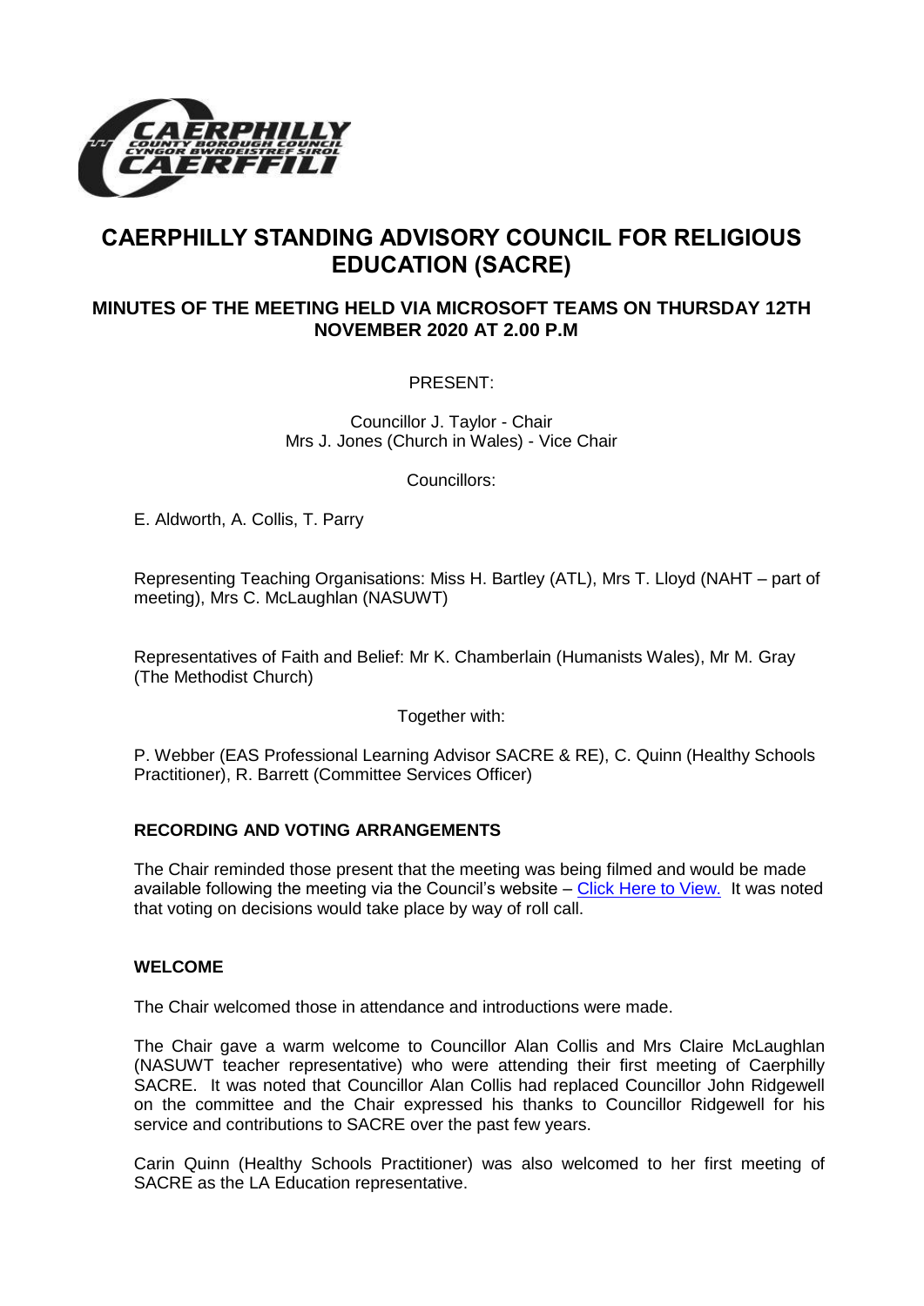# CAERPHILLY STANDING ADVISORY COUNCIL FOR RELIGIOUS EDUCATION (SACRE)

## MINUTES OF THE MEETING HELD VIA MICROSOFT TEAMS ON THURSDAY 12TH NOVEMBER 2020 AT 2.00 P.M

PRESENT:

Councillor J. Taylor - Chair
Mrs J. Jones (Church in Wales) - Vice Chair

Councillors:

E. Aldworth, A. Collis, T. Parry

Representing Teaching Organisations: Miss H. Bartley (ATL), Mrs T. Lloyd (NAHT – part of meeting), Mrs C. McLaughlan (NASUWT)

Representatives of Faith and Belief: Mr K. Chamberlain (Humanists Wales), Mr M. Gray (The Methodist Church)

Together with:

P. Webber (EAS Professional Learning Advisor SACRE & RE), C. Quinn (Healthy Schools Practitioner), R. Barrett (Committee Services Officer)

### RECORDING AND VOTING ARRANGEMENTS

The Chair reminded those present that the meeting was being filmed and would be made available following the meeting via the Council's website – Click Here to View. It was noted that voting on decisions would take place by way of roll call.

### WELCOME

The Chair welcomed those in attendance and introductions were made.

The Chair gave a warm welcome to Councillor Alan Collis and Mrs Claire McLaughlan (NASUWT teacher representative) who were attending their first meeting of Caerphilly SACRE. It was noted that Councillor Alan Collis had replaced Councillor John Ridgewell on the committee and the Chair expressed his thanks to Councillor Ridgewell for his service and contributions to SACRE over the past few years.

Carin Quinn (Healthy Schools Practitioner) was also welcomed to her first meeting of SACRE as the LA Education representative.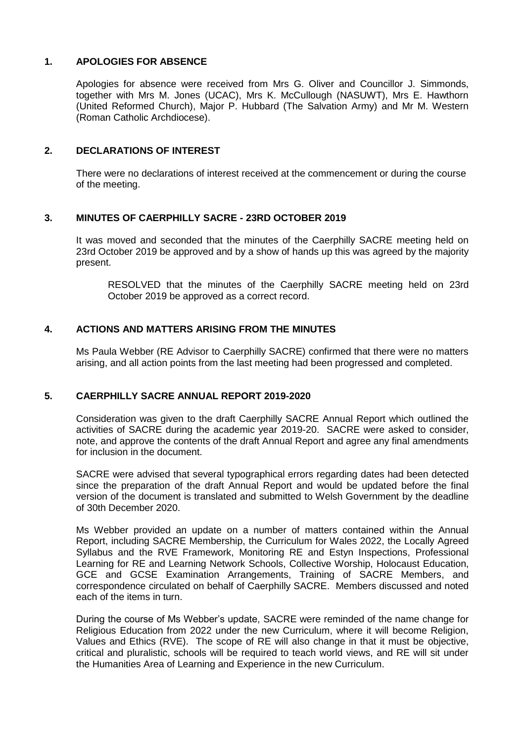## 1. APOLOGIES FOR ABSENCE

Apologies for absence were received from Mrs G. Oliver and Councillor J. Simmonds, together with Mrs M. Jones (UCAC), Mrs K. McCullough (NASUWT), Mrs E. Hawthorn (United Reformed Church), Major P. Hubbard (The Salvation Army) and Mr M. Western (Roman Catholic Archdiocese).

## 2. DECLARATIONS OF INTEREST

There were no declarations of interest received at the commencement or during the course of the meeting.

## 3. MINUTES OF CAERPHILLY SACRE - 23RD OCTOBER 2019

It was moved and seconded that the minutes of the Caerphilly SACRE meeting held on 23rd October 2019 be approved and by a show of hands up this was agreed by the majority present.

> RESOLVED that the minutes of the Caerphilly SACRE meeting held on 23rd October 2019 be approved as a correct record.

## 4. ACTIONS AND MATTERS ARISING FROM THE MINUTES

Ms Paula Webber (RE Advisor to Caerphilly SACRE) confirmed that there were no matters arising, and all action points from the last meeting had been progressed and completed.

## 5. CAERPHILLY SACRE ANNUAL REPORT 2019-2020

Consideration was given to the draft Caerphilly SACRE Annual Report which outlined the activities of SACRE during the academic year 2019-20. SACRE were asked to consider, note, and approve the contents of the draft Annual Report and agree any final amendments for inclusion in the document.

SACRE were advised that several typographical errors regarding dates had been detected since the preparation of the draft Annual Report and would be updated before the final version of the document is translated and submitted to Welsh Government by the deadline of 30th December 2020.

Ms Webber provided an update on a number of matters contained within the Annual Report, including SACRE Membership, the Curriculum for Wales 2022, the Locally Agreed Syllabus and the RVE Framework, Monitoring RE and Estyn Inspections, Professional Learning for RE and Learning Network Schools, Collective Worship, Holocaust Education, GCE and GCSE Examination Arrangements, Training of SACRE Members, and correspondence circulated on behalf of Caerphilly SACRE. Members discussed and noted each of the items in turn.

During the course of Ms Webber's update, SACRE were reminded of the name change for Religious Education from 2022 under the new Curriculum, where it will become Religion, Values and Ethics (RVE). The scope of RE will also change in that it must be objective, critical and pluralistic, schools will be required to teach world views, and RE will sit under the Humanities Area of Learning and Experience in the new Curriculum.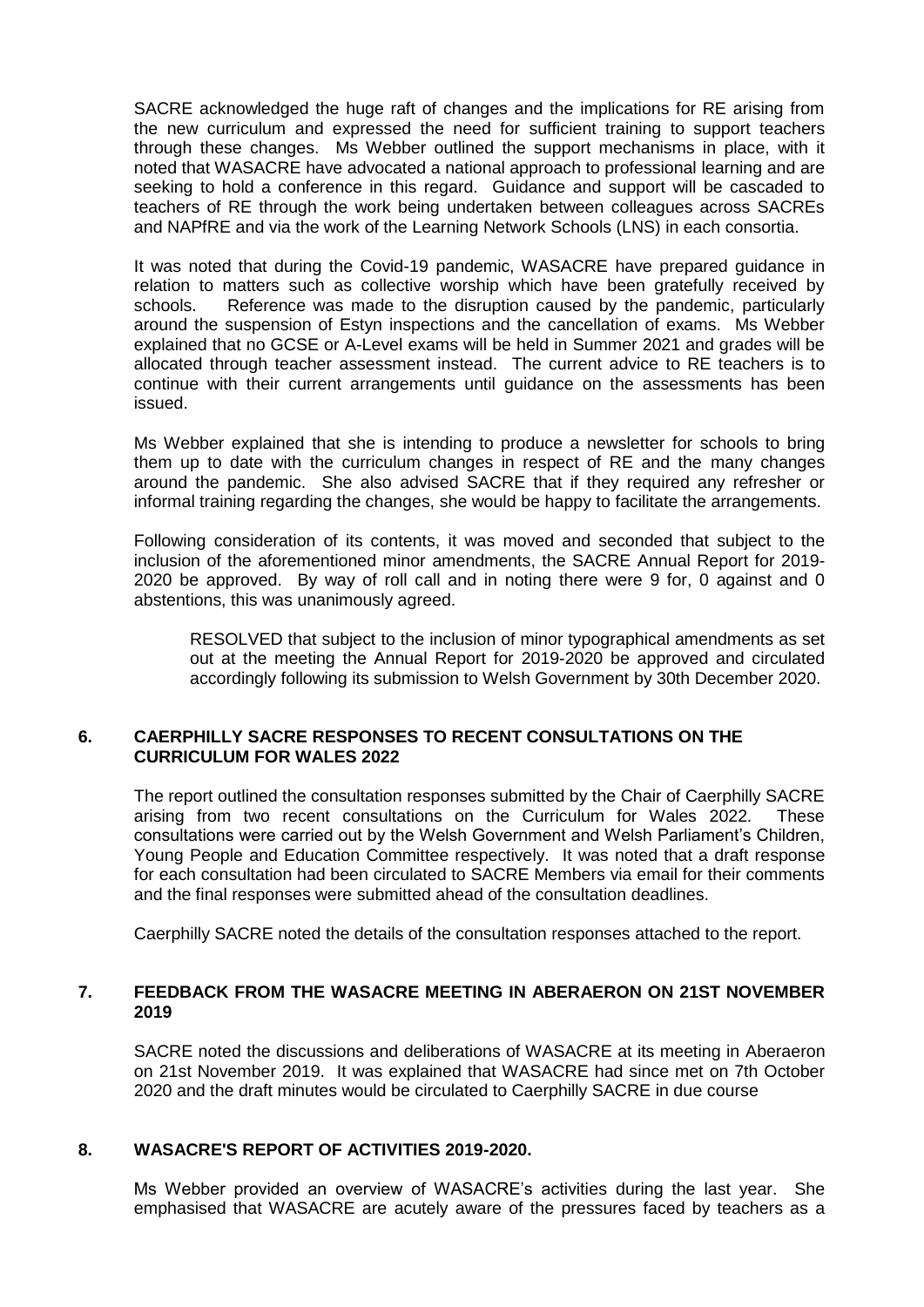SACRE acknowledged the huge raft of changes and the implications for RE arising from the new curriculum and expressed the need for sufficient training to support teachers through these changes. Ms Webber outlined the support mechanisms in place, with it noted that WASACRE have advocated a national approach to professional learning and are seeking to hold a conference in this regard. Guidance and support will be cascaded to teachers of RE through the work being undertaken between colleagues across SACREs and NAPfRE and via the work of the Learning Network Schools (LNS) in each consortia.

It was noted that during the Covid-19 pandemic, WASACRE have prepared guidance in relation to matters such as collective worship which have been gratefully received by schools. Reference was made to the disruption caused by the pandemic, particularly around the suspension of Estyn inspections and the cancellation of exams. Ms Webber explained that no GCSE or A-Level exams will be held in Summer 2021 and grades will be allocated through teacher assessment instead. The current advice to RE teachers is to continue with their current arrangements until guidance on the assessments has been issued.

Ms Webber explained that she is intending to produce a newsletter for schools to bring them up to date with the curriculum changes in respect of RE and the many changes around the pandemic. She also advised SACRE that if they required any refresher or informal training regarding the changes, she would be happy to facilitate the arrangements.

Following consideration of its contents, it was moved and seconded that subject to the inclusion of the aforementioned minor amendments, the SACRE Annual Report for 2019-2020 be approved. By way of roll call and in noting there were 9 for, 0 against and 0 abstentions, this was unanimously agreed.

> RESOLVED that subject to the inclusion of minor typographical amendments as set out at the meeting the Annual Report for 2019-2020 be approved and circulated accordingly following its submission to Welsh Government by 30th December 2020.

## 6. CAERPHILLY SACRE RESPONSES TO RECENT CONSULTATIONS ON THE CURRICULUM FOR WALES 2022

The report outlined the consultation responses submitted by the Chair of Caerphilly SACRE arising from two recent consultations on the Curriculum for Wales 2022. These consultations were carried out by the Welsh Government and Welsh Parliament's Children, Young People and Education Committee respectively. It was noted that a draft response for each consultation had been circulated to SACRE Members via email for their comments and the final responses were submitted ahead of the consultation deadlines.

Caerphilly SACRE noted the details of the consultation responses attached to the report.

## 7. FEEDBACK FROM THE WASACRE MEETING IN ABERAERON ON 21ST NOVEMBER 2019

SACRE noted the discussions and deliberations of WASACRE at its meeting in Aberaeron on 21st November 2019. It was explained that WASACRE had since met on 7th October 2020 and the draft minutes would be circulated to Caerphilly SACRE in due course

## 8. WASACRE'S REPORT OF ACTIVITIES 2019-2020.

Ms Webber provided an overview of WASACRE's activities during the last year. She emphasised that WASACRE are acutely aware of the pressures faced by teachers as a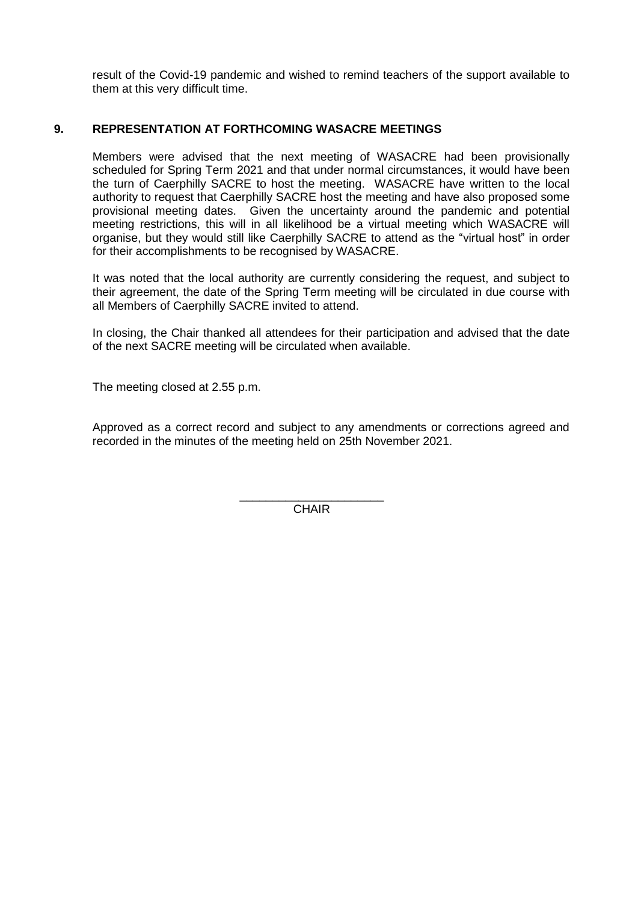result of the Covid-19 pandemic and wished to remind teachers of the support available to them at this very difficult time.

## 9. REPRESENTATION AT FORTHCOMING WASACRE MEETINGS

Members were advised that the next meeting of WASACRE had been provisionally scheduled for Spring Term 2021 and that under normal circumstances, it would have been the turn of Caerphilly SACRE to host the meeting. WASACRE have written to the local authority to request that Caerphilly SACRE host the meeting and have also proposed some provisional meeting dates. Given the uncertainty around the pandemic and potential meeting restrictions, this will in all likelihood be a virtual meeting which WASACRE will organise, but they would still like Caerphilly SACRE to attend as the "virtual host" in order for their accomplishments to be recognised by WASACRE.

It was noted that the local authority are currently considering the request, and subject to their agreement, the date of the Spring Term meeting will be circulated in due course with all Members of Caerphilly SACRE invited to attend.

In closing, the Chair thanked all attendees for their participation and advised that the date of the next SACRE meeting will be circulated when available.

The meeting closed at 2.55 p.m.

Approved as a correct record and subject to any amendments or corrections agreed and recorded in the minutes of the meeting held on 25th November 2021.

______________________

CHAIR